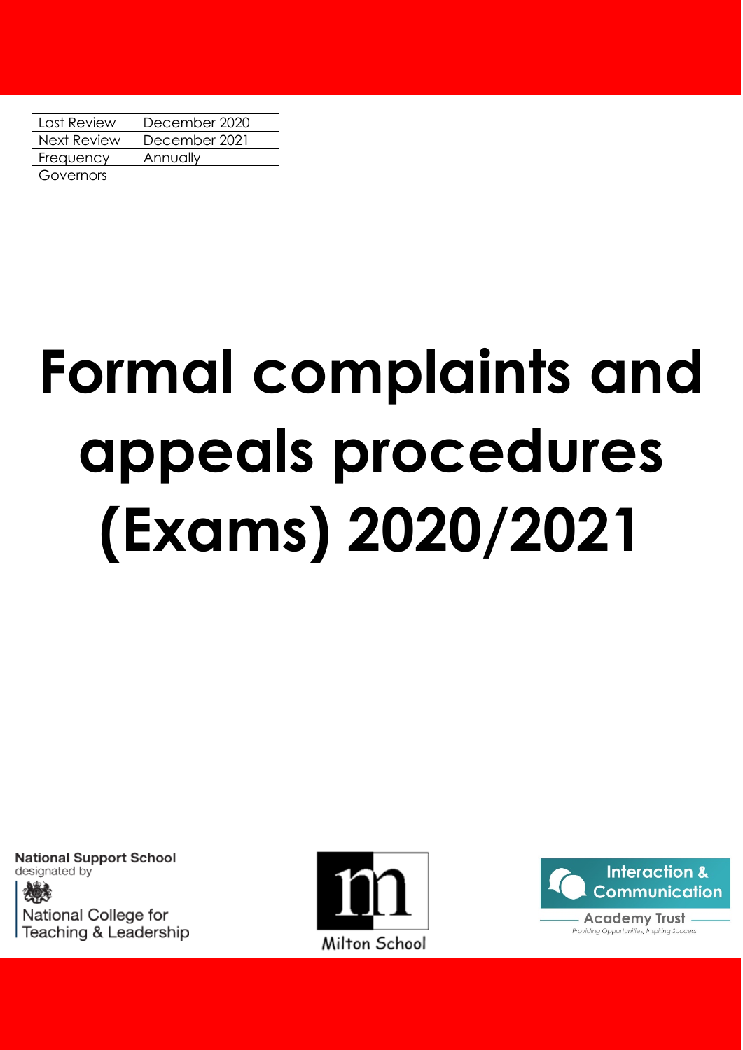| Last Review | December 2020 |
|---|---|
| Next Review | December 2021 |
| Frequency | Annually |
| Governors | |

# Formal complaints and appeals procedures (Exams) 2020/2021

National Support School designated by National College for Teaching & Leadership

Milton School

Interaction & Communication Academy Trust

*Providing Opportunities, Inspiring Success*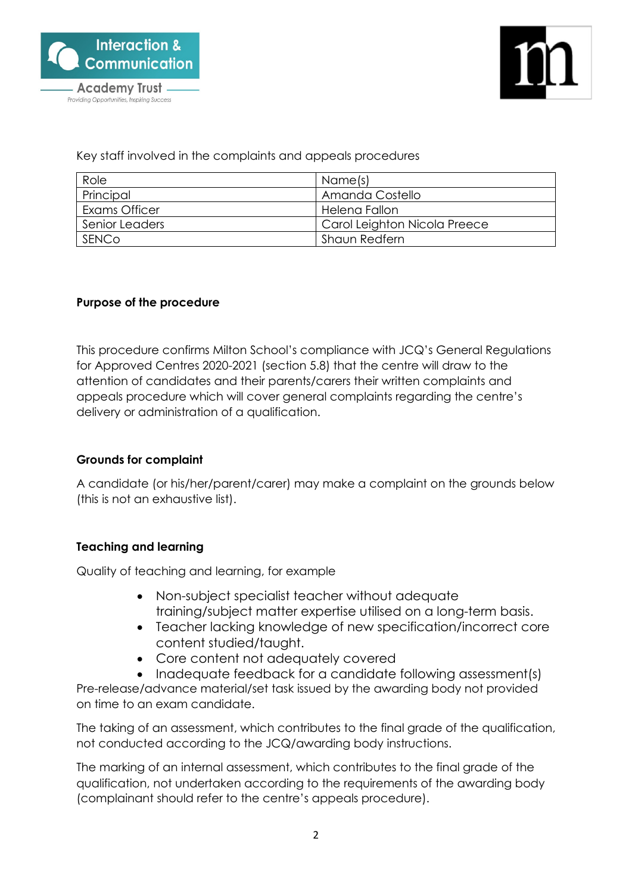Key staff involved in the complaints and appeals procedures

| Role | Name(s) |
|---|---|
| Principal | Amanda Costello |
| Exams Officer | Helena Fallon |
| Senior Leaders | Carol Leighton Nicola Preece |
| SENCo | Shaun Redfern |

**Purpose of the procedure**

This procedure confirms Milton School's compliance with JCQ's General Regulations for Approved Centres 2020-2021 (section 5.8) that the centre will draw to the attention of candidates and their parents/carers their written complaints and appeals procedure which will cover general complaints regarding the centre's delivery or administration of a qualification.

**Grounds for complaint**

A candidate (or his/her/parent/carer) may make a complaint on the grounds below (this is not an exhaustive list).

**Teaching and learning**

Quality of teaching and learning, for example

- Non-subject specialist teacher without adequate training/subject matter expertise utilised on a long-term basis.
- Teacher lacking knowledge of new specification/incorrect core content studied/taught.
- Core content not adequately covered
- Inadequate feedback for a candidate following assessment(s)

Pre-release/advance material/set task issued by the awarding body not provided on time to an exam candidate.

The taking of an assessment, which contributes to the final grade of the qualification, not conducted according to the JCQ/awarding body instructions.

The marking of an internal assessment, which contributes to the final grade of the qualification, not undertaken according to the requirements of the awarding body (complainant should refer to the centre's appeals procedure).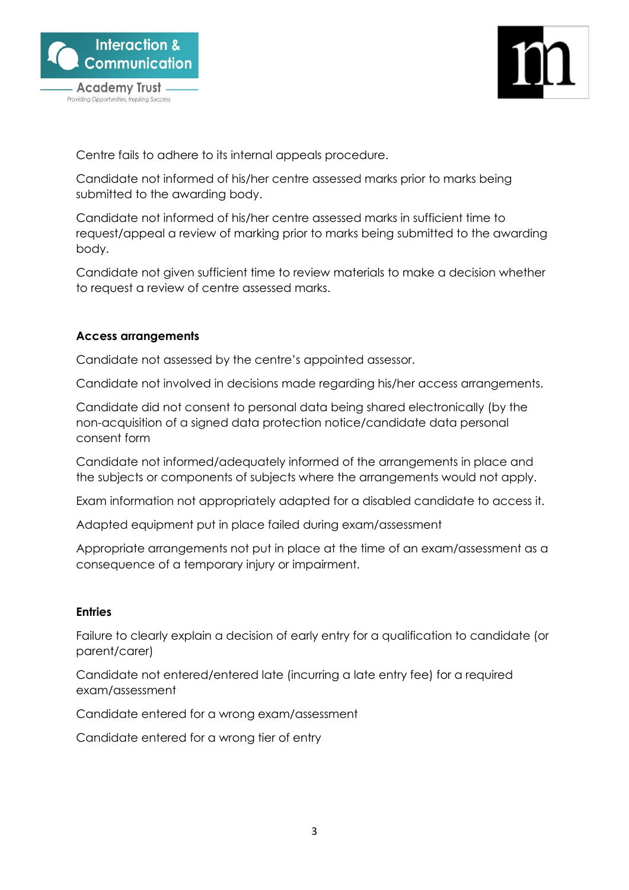Centre fails to adhere to its internal appeals procedure.

Candidate not informed of his/her centre assessed marks prior to marks being submitted to the awarding body.

Candidate not informed of his/her centre assessed marks in sufficient time to request/appeal a review of marking prior to marks being submitted to the awarding body.

Candidate not given sufficient time to review materials to make a decision whether to request a review of centre assessed marks.

**Access arrangements**

Candidate not assessed by the centre's appointed assessor.

Candidate not involved in decisions made regarding his/her access arrangements.

Candidate did not consent to personal data being shared electronically (by the non-acquisition of a signed data protection notice/candidate data personal consent form

Candidate not informed/adequately informed of the arrangements in place and the subjects or components of subjects where the arrangements would not apply.

Exam information not appropriately adapted for a disabled candidate to access it.

Adapted equipment put in place failed during exam/assessment

Appropriate arrangements not put in place at the time of an exam/assessment as a consequence of a temporary injury or impairment.

**Entries**

Failure to clearly explain a decision of early entry for a qualification to candidate (or parent/carer)

Candidate not entered/entered late (incurring a late entry fee) for a required exam/assessment

Candidate entered for a wrong exam/assessment

Candidate entered for a wrong tier of entry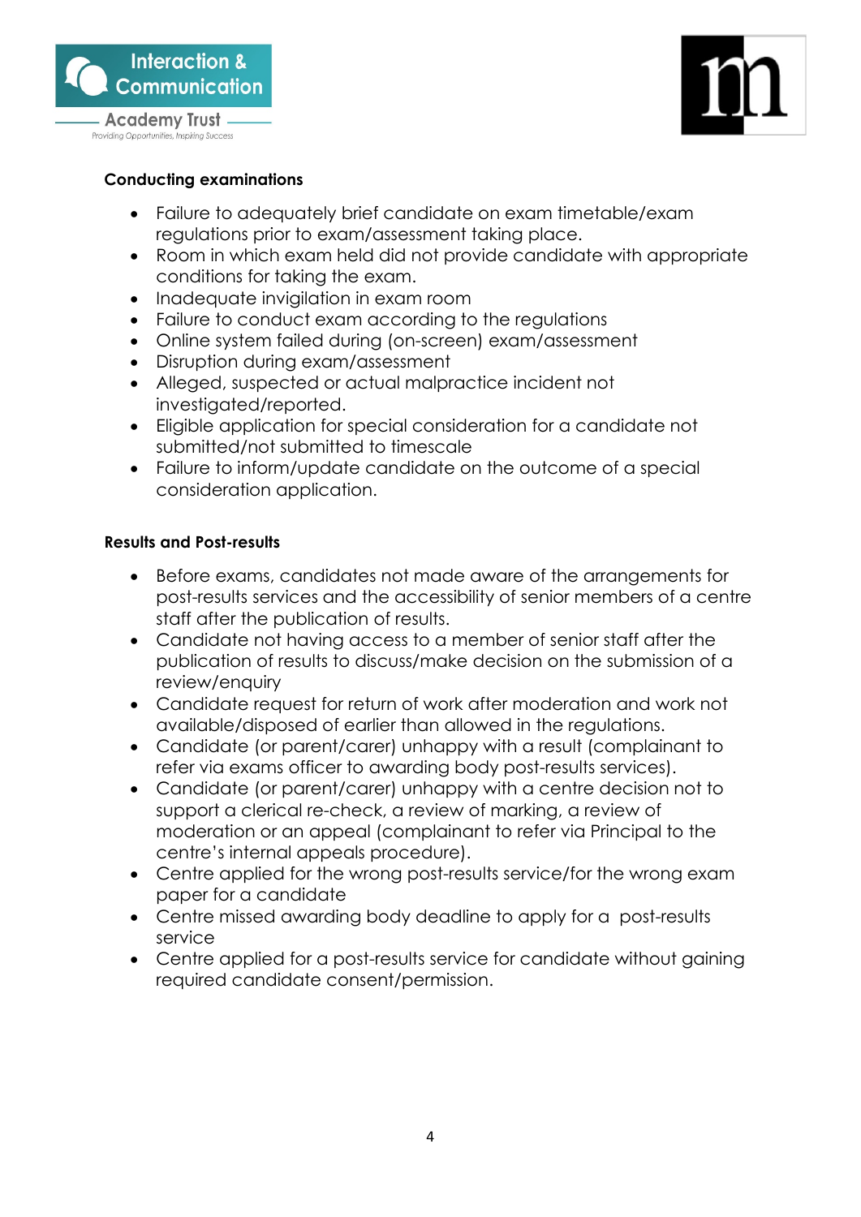**Conducting examinations**

- Failure to adequately brief candidate on exam timetable/exam regulations prior to exam/assessment taking place.
- Room in which exam held did not provide candidate with appropriate conditions for taking the exam.
- Inadequate invigilation in exam room
- Failure to conduct exam according to the regulations
- Online system failed during (on-screen) exam/assessment
- Disruption during exam/assessment
- Alleged, suspected or actual malpractice incident not investigated/reported.
- Eligible application for special consideration for a candidate not submitted/not submitted to timescale
- Failure to inform/update candidate on the outcome of a special consideration application.

**Results and Post-results**

- Before exams, candidates not made aware of the arrangements for post-results services and the accessibility of senior members of a centre staff after the publication of results.
- Candidate not having access to a member of senior staff after the publication of results to discuss/make decision on the submission of a review/enquiry
- Candidate request for return of work after moderation and work not available/disposed of earlier than allowed in the regulations.
- Candidate (or parent/carer) unhappy with a result (complainant to refer via exams officer to awarding body post-results services).
- Candidate (or parent/carer) unhappy with a centre decision not to support a clerical re-check, a review of marking, a review of moderation or an appeal (complainant to refer via Principal to the centre's internal appeals procedure).
- Centre applied for the wrong post-results service/for the wrong exam paper for a candidate
- Centre missed awarding body deadline to apply for a post-results service
- Centre applied for a post-results service for candidate without gaining required candidate consent/permission.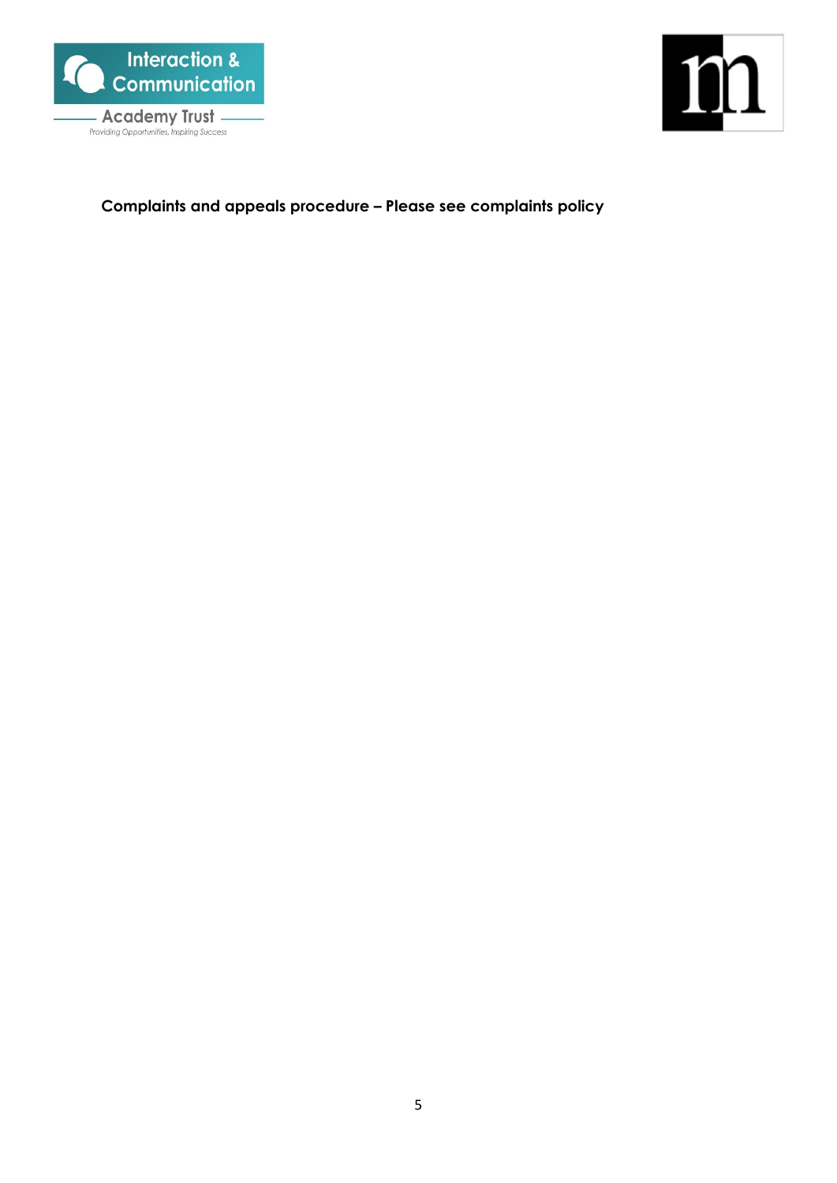**Complaints and appeals procedure – Please see complaints policy**